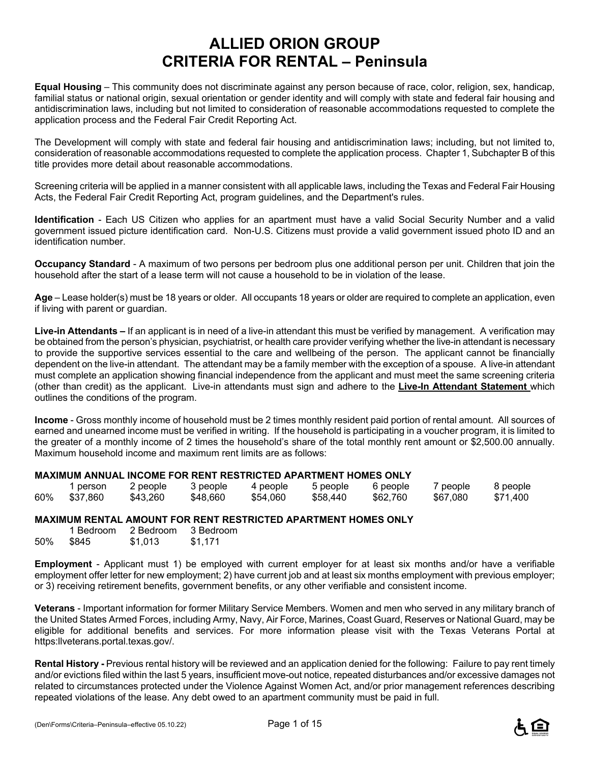# ALLIED ORION GROUP
# CRITERIA FOR RENTAL – Peninsula

**Equal Housing** – This community does not discriminate against any person because of race, color, religion, sex, handicap, familial status or national origin, sexual orientation or gender identity and will comply with state and federal fair housing and antidiscrimination laws, including but not limited to consideration of reasonable accommodations requested to complete the application process and the Federal Fair Credit Reporting Act.

The Development will comply with state and federal fair housing and antidiscrimination laws; including, but not limited to, consideration of reasonable accommodations requested to complete the application process. Chapter 1, Subchapter B of this title provides more detail about reasonable accommodations.

Screening criteria will be applied in a manner consistent with all applicable laws, including the Texas and Federal Fair Housing Acts, the Federal Fair Credit Reporting Act, program guidelines, and the Department's rules.

**Identification** - Each US Citizen who applies for an apartment must have a valid Social Security Number and a valid government issued picture identification card. Non-U.S. Citizens must provide a valid government issued photo ID and an identification number.

**Occupancy Standard** - A maximum of two persons per bedroom plus one additional person per unit. Children that join the household after the start of a lease term will not cause a household to be in violation of the lease.

**Age** – Lease holder(s) must be 18 years or older. All occupants 18 years or older are required to complete an application, even if living with parent or guardian.

**Live-in Attendants –** If an applicant is in need of a live-in attendant this must be verified by management. A verification may be obtained from the person's physician, psychiatrist, or health care provider verifying whether the live-in attendant is necessary to provide the supportive services essential to the care and wellbeing of the person. The applicant cannot be financially dependent on the live-in attendant. The attendant may be a family member with the exception of a spouse. A live-in attendant must complete an application showing financial independence from the applicant and must meet the same screening criteria (other than credit) as the applicant. Live-in attendants must sign and adhere to the **Live-In Attendant Statement** which outlines the conditions of the program.

**Income** - Gross monthly income of household must be 2 times monthly resident paid portion of rental amount. All sources of earned and unearned income must be verified in writing. If the household is participating in a voucher program, it is limited to the greater of a monthly income of 2 times the household's share of the total monthly rent amount or $2,500.00 annually. Maximum household income and maximum rent limits are as follows:

**MAXIMUM ANNUAL INCOME FOR RENT RESTRICTED APARTMENT HOMES ONLY**

| | 1 person | 2 people | 3 people | 4 people | 5 people | 6 people | 7 people | 8 people |
|---|---|---|---|---|---|---|---|---|
| 60% | $37,860 | $43,260 | $48,660 | $54,060 | $58,440 | $62,760 | $67,080 | $71,400 |

**MAXIMUM RENTAL AMOUNT FOR RENT RESTRICTED APARTMENT HOMES ONLY**

| | 1 Bedroom | 2 Bedroom | 3 Bedroom |
|---|---|---|---|
| 50% | $845 | $1,013 | $1,171 |

**Employment** - Applicant must 1) be employed with current employer for at least six months and/or have a verifiable employment offer letter for new employment; 2) have current job and at least six months employment with previous employer; or 3) receiving retirement benefits, government benefits, or any other verifiable and consistent income.

**Veterans** - Important information for former Military Service Members. Women and men who served in any military branch of the United States Armed Forces, including Army, Navy, Air Force, Marines, Coast Guard, Reserves or National Guard, may be eligible for additional benefits and services. For more information please visit with the Texas Veterans Portal at https:llveterans.portal.texas.gov/.

**Rental History -** Previous rental history will be reviewed and an application denied for the following: Failure to pay rent timely and/or evictions filed within the last 5 years, insufficient move-out notice, repeated disturbances and/or excessive damages not related to circumstances protected under the Violence Against Women Act, and/or prior management references describing repeated violations of the lease. Any debt owed to an apartment community must be paid in full.

(Den\Forms\Criteria–Peninsula–effective 05.10.22)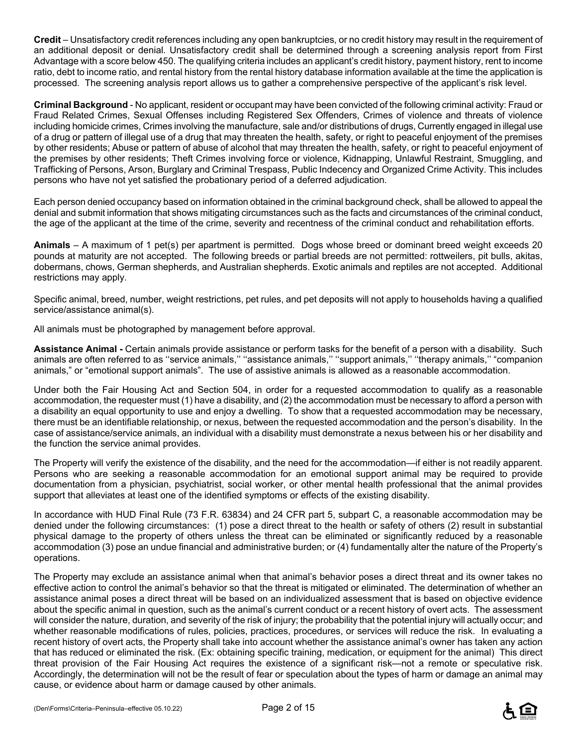**Credit** – Unsatisfactory credit references including any open bankruptcies, or no credit history may result in the requirement of an additional deposit or denial. Unsatisfactory credit shall be determined through a screening analysis report from First Advantage with a score below 450. The qualifying criteria includes an applicant's credit history, payment history, rent to income ratio, debt to income ratio, and rental history from the rental history database information available at the time the application is processed. The screening analysis report allows us to gather a comprehensive perspective of the applicant's risk level.

**Criminal Background** - No applicant, resident or occupant may have been convicted of the following criminal activity: Fraud or Fraud Related Crimes, Sexual Offenses including Registered Sex Offenders, Crimes of violence and threats of violence including homicide crimes, Crimes involving the manufacture, sale and/or distributions of drugs, Currently engaged in illegal use of a drug or pattern of illegal use of a drug that may threaten the health, safety, or right to peaceful enjoyment of the premises by other residents; Abuse or pattern of abuse of alcohol that may threaten the health, safety, or right to peaceful enjoyment of the premises by other residents; Theft Crimes involving force or violence, Kidnapping, Unlawful Restraint, Smuggling, and Trafficking of Persons, Arson, Burglary and Criminal Trespass, Public Indecency and Organized Crime Activity. This includes persons who have not yet satisfied the probationary period of a deferred adjudication.

Each person denied occupancy based on information obtained in the criminal background check, shall be allowed to appeal the denial and submit information that shows mitigating circumstances such as the facts and circumstances of the criminal conduct, the age of the applicant at the time of the crime, severity and recentness of the criminal conduct and rehabilitation efforts.

**Animals** – A maximum of 1 pet(s) per apartment is permitted. Dogs whose breed or dominant breed weight exceeds 20 pounds at maturity are not accepted. The following breeds or partial breeds are not permitted: rottweilers, pit bulls, akitas, dobermans, chows, German shepherds, and Australian shepherds. Exotic animals and reptiles are not accepted. Additional restrictions may apply.

Specific animal, breed, number, weight restrictions, pet rules, and pet deposits will not apply to households having a qualified service/assistance animal(s).

All animals must be photographed by management before approval.

**Assistance Animal -** Certain animals provide assistance or perform tasks for the benefit of a person with a disability. Such animals are often referred to as ''service animals,'' ''assistance animals,'' ''support animals,'' ''therapy animals,'' "companion animals," or "emotional support animals". The use of assistive animals is allowed as a reasonable accommodation.

Under both the Fair Housing Act and Section 504, in order for a requested accommodation to qualify as a reasonable accommodation, the requester must (1) have a disability, and (2) the accommodation must be necessary to afford a person with a disability an equal opportunity to use and enjoy a dwelling. To show that a requested accommodation may be necessary, there must be an identifiable relationship, or nexus, between the requested accommodation and the person's disability. In the case of assistance/service animals, an individual with a disability must demonstrate a nexus between his or her disability and the function the service animal provides.

The Property will verify the existence of the disability, and the need for the accommodation—if either is not readily apparent. Persons who are seeking a reasonable accommodation for an emotional support animal may be required to provide documentation from a physician, psychiatrist, social worker, or other mental health professional that the animal provides support that alleviates at least one of the identified symptoms or effects of the existing disability.

In accordance with HUD Final Rule (73 F.R. 63834) and 24 CFR part 5, subpart C, a reasonable accommodation may be denied under the following circumstances: (1) pose a direct threat to the health or safety of others (2) result in substantial physical damage to the property of others unless the threat can be eliminated or significantly reduced by a reasonable accommodation (3) pose an undue financial and administrative burden; or (4) fundamentally alter the nature of the Property's operations.

The Property may exclude an assistance animal when that animal's behavior poses a direct threat and its owner takes no effective action to control the animal's behavior so that the threat is mitigated or eliminated. The determination of whether an assistance animal poses a direct threat will be based on an individualized assessment that is based on objective evidence about the specific animal in question, such as the animal's current conduct or a recent history of overt acts. The assessment will consider the nature, duration, and severity of the risk of injury; the probability that the potential injury will actually occur; and whether reasonable modifications of rules, policies, practices, procedures, or services will reduce the risk. In evaluating a recent history of overt acts, the Property shall take into account whether the assistance animal's owner has taken any action that has reduced or eliminated the risk. (Ex: obtaining specific training, medication, or equipment for the animal) This direct threat provision of the Fair Housing Act requires the existence of a significant risk—not a remote or speculative risk. Accordingly, the determination will not be the result of fear or speculation about the types of harm or damage an animal may cause, or evidence about harm or damage caused by other animals.

(Den\Forms\Criteria–Peninsula–effective 05.10.22)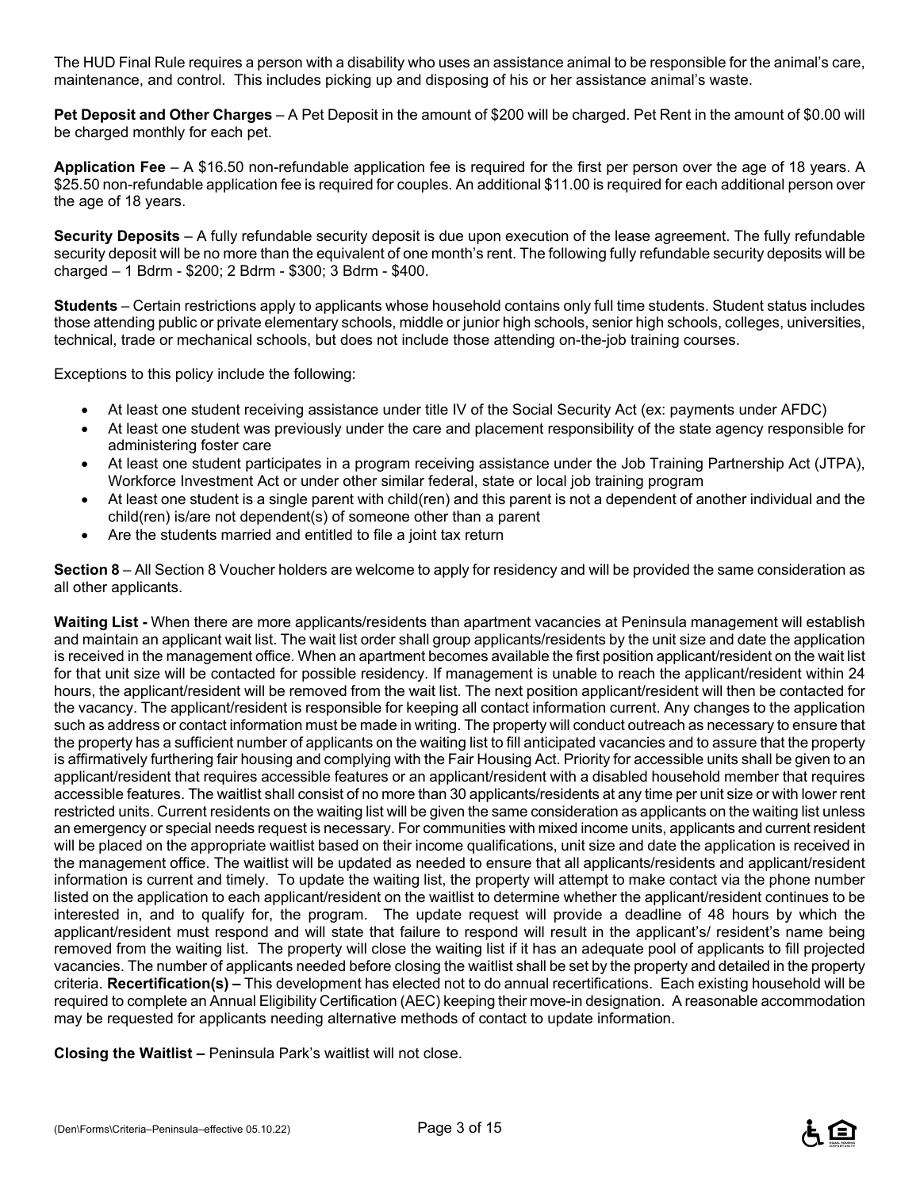The HUD Final Rule requires a person with a disability who uses an assistance animal to be responsible for the animal's care, maintenance, and control. This includes picking up and disposing of his or her assistance animal's waste.

**Pet Deposit and Other Charges** – A Pet Deposit in the amount of $200 will be charged. Pet Rent in the amount of $0.00 will be charged monthly for each pet.

**Application Fee** – A $16.50 non-refundable application fee is required for the first per person over the age of 18 years. A $25.50 non-refundable application fee is required for couples. An additional $11.00 is required for each additional person over the age of 18 years.

**Security Deposits** – A fully refundable security deposit is due upon execution of the lease agreement. The fully refundable security deposit will be no more than the equivalent of one month's rent. The following fully refundable security deposits will be charged – 1 Bdrm - $200; 2 Bdrm - $300; 3 Bdrm - $400.

**Students** – Certain restrictions apply to applicants whose household contains only full time students. Student status includes those attending public or private elementary schools, middle or junior high schools, senior high schools, colleges, universities, technical, trade or mechanical schools, but does not include those attending on-the-job training courses.

Exceptions to this policy include the following:

- At least one student receiving assistance under title IV of the Social Security Act (ex: payments under AFDC)
- At least one student was previously under the care and placement responsibility of the state agency responsible for administering foster care
- At least one student participates in a program receiving assistance under the Job Training Partnership Act (JTPA), Workforce Investment Act or under other similar federal, state or local job training program
- At least one student is a single parent with child(ren) and this parent is not a dependent of another individual and the child(ren) is/are not dependent(s) of someone other than a parent
- Are the students married and entitled to file a joint tax return

**Section 8** – All Section 8 Voucher holders are welcome to apply for residency and will be provided the same consideration as all other applicants.

**Waiting List -** When there are more applicants/residents than apartment vacancies at Peninsula management will establish and maintain an applicant wait list. The wait list order shall group applicants/residents by the unit size and date the application is received in the management office. When an apartment becomes available the first position applicant/resident on the wait list for that unit size will be contacted for possible residency. If management is unable to reach the applicant/resident within 24 hours, the applicant/resident will be removed from the wait list. The next position applicant/resident will then be contacted for the vacancy. The applicant/resident is responsible for keeping all contact information current. Any changes to the application such as address or contact information must be made in writing. The property will conduct outreach as necessary to ensure that the property has a sufficient number of applicants on the waiting list to fill anticipated vacancies and to assure that the property is affirmatively furthering fair housing and complying with the Fair Housing Act. Priority for accessible units shall be given to an applicant/resident that requires accessible features or an applicant/resident with a disabled household member that requires accessible features. The waitlist shall consist of no more than 30 applicants/residents at any time per unit size or with lower rent restricted units. Current residents on the waiting list will be given the same consideration as applicants on the waiting list unless an emergency or special needs request is necessary. For communities with mixed income units, applicants and current resident will be placed on the appropriate waitlist based on their income qualifications, unit size and date the application is received in the management office. The waitlist will be updated as needed to ensure that all applicants/residents and applicant/resident information is current and timely. To update the waiting list, the property will attempt to make contact via the phone number listed on the application to each applicant/resident on the waitlist to determine whether the applicant/resident continues to be interested in, and to qualify for, the program. The update request will provide a deadline of 48 hours by which the applicant/resident must respond and will state that failure to respond will result in the applicant's/ resident's name being removed from the waiting list. The property will close the waiting list if it has an adequate pool of applicants to fill projected vacancies. The number of applicants needed before closing the waitlist shall be set by the property and detailed in the property criteria. **Recertification(s) –** This development has elected not to do annual recertifications. Each existing household will be required to complete an Annual Eligibility Certification (AEC) keeping their move-in designation. A reasonable accommodation may be requested for applicants needing alternative methods of contact to update information.

**Closing the Waitlist –** Peninsula Park's waitlist will not close.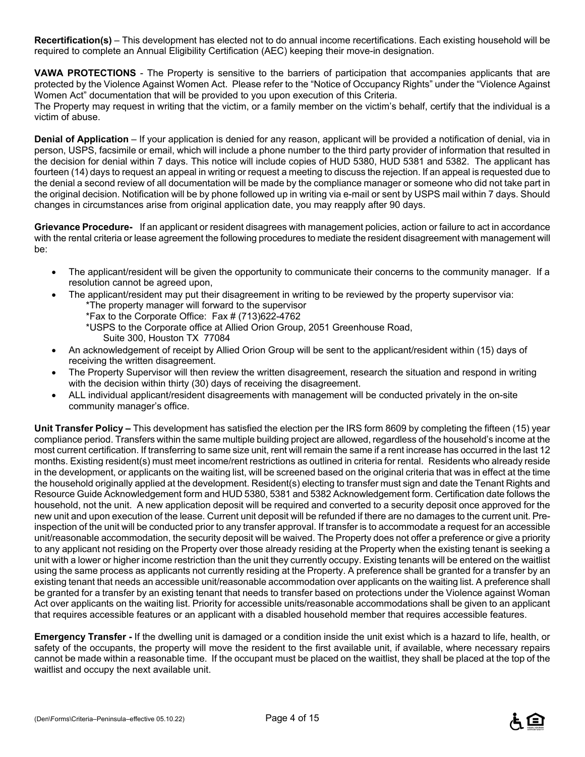**Recertification(s)** – This development has elected not to do annual income recertifications. Each existing household will be required to complete an Annual Eligibility Certification (AEC) keeping their move-in designation.

**VAWA PROTECTIONS** - The Property is sensitive to the barriers of participation that accompanies applicants that are protected by the Violence Against Women Act. Please refer to the "Notice of Occupancy Rights" under the "Violence Against Women Act" documentation that will be provided to you upon execution of this Criteria.
The Property may request in writing that the victim, or a family member on the victim's behalf, certify that the individual is a victim of abuse.

**Denial of Application** – If your application is denied for any reason, applicant will be provided a notification of denial, via in person, USPS, facsimile or email, which will include a phone number to the third party provider of information that resulted in the decision for denial within 7 days. This notice will include copies of HUD 5380, HUD 5381 and 5382. The applicant has fourteen (14) days to request an appeal in writing or request a meeting to discuss the rejection. If an appeal is requested due to the denial a second review of all documentation will be made by the compliance manager or someone who did not take part in the original decision. Notification will be by phone followed up in writing via e-mail or sent by USPS mail within 7 days. Should changes in circumstances arise from original application date, you may reapply after 90 days.

**Grievance Procedure-** If an applicant or resident disagrees with management policies, action or failure to act in accordance with the rental criteria or lease agreement the following procedures to mediate the resident disagreement with management will be:

- The applicant/resident will be given the opportunity to communicate their concerns to the community manager. If a resolution cannot be agreed upon,
- The applicant/resident may put their disagreement in writing to be reviewed by the property supervisor via:
  *The property manager will forward to the supervisor
  *Fax to the Corporate Office: Fax # (713)622-4762
  *USPS to the Corporate office at Allied Orion Group, 2051 Greenhouse Road, Suite 300, Houston TX 77084
- An acknowledgement of receipt by Allied Orion Group will be sent to the applicant/resident within (15) days of receiving the written disagreement.
- The Property Supervisor will then review the written disagreement, research the situation and respond in writing with the decision within thirty (30) days of receiving the disagreement.
- ALL individual applicant/resident disagreements with management will be conducted privately in the on-site community manager's office.

**Unit Transfer Policy –** This development has satisfied the election per the IRS form 8609 by completing the fifteen (15) year compliance period. Transfers within the same multiple building project are allowed, regardless of the household's income at the most current certification. If transferring to same size unit, rent will remain the same if a rent increase has occurred in the last 12 months. Existing resident(s) must meet income/rent restrictions as outlined in criteria for rental. Residents who already reside in the development, or applicants on the waiting list, will be screened based on the original criteria that was in effect at the time the household originally applied at the development. Resident(s) electing to transfer must sign and date the Tenant Rights and Resource Guide Acknowledgement form and HUD 5380, 5381 and 5382 Acknowledgement form. Certification date follows the household, not the unit. A new application deposit will be required and converted to a security deposit once approved for the new unit and upon execution of the lease. Current unit deposit will be refunded if there are no damages to the current unit. Pre-inspection of the unit will be conducted prior to any transfer approval. If transfer is to accommodate a request for an accessible unit/reasonable accommodation, the security deposit will be waived. The Property does not offer a preference or give a priority to any applicant not residing on the Property over those already residing at the Property when the existing tenant is seeking a unit with a lower or higher income restriction than the unit they currently occupy. Existing tenants will be entered on the waitlist using the same process as applicants not currently residing at the Property. A preference shall be granted for a transfer by an existing tenant that needs an accessible unit/reasonable accommodation over applicants on the waiting list. A preference shall be granted for a transfer by an existing tenant that needs to transfer based on protections under the Violence against Woman Act over applicants on the waiting list. Priority for accessible units/reasonable accommodations shall be given to an applicant that requires accessible features or an applicant with a disabled household member that requires accessible features.

**Emergency Transfer -** If the dwelling unit is damaged or a condition inside the unit exist which is a hazard to life, health, or safety of the occupants, the property will move the resident to the first available unit, if available, where necessary repairs cannot be made within a reasonable time. If the occupant must be placed on the waitlist, they shall be placed at the top of the waitlist and occupy the next available unit.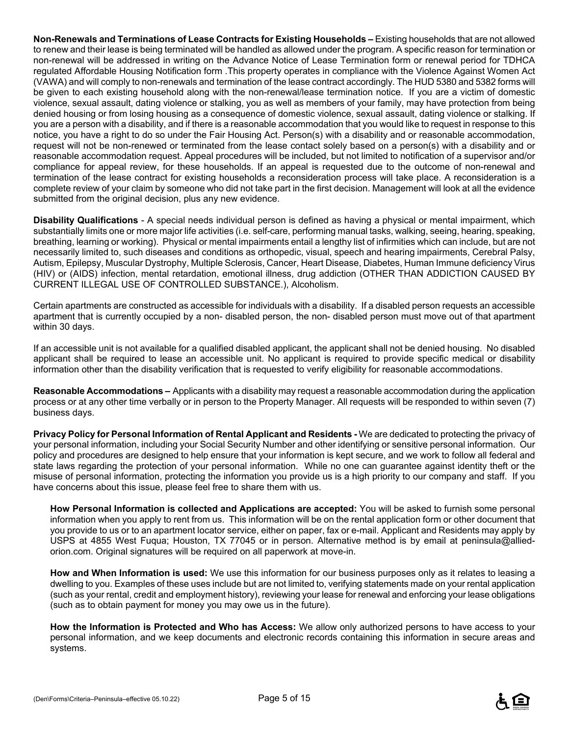**Non-Renewals and Terminations of Lease Contracts for Existing Households –** Existing households that are not allowed to renew and their lease is being terminated will be handled as allowed under the program. A specific reason for termination or non-renewal will be addressed in writing on the Advance Notice of Lease Termination form or renewal period for TDHCA regulated Affordable Housing Notification form .This property operates in compliance with the Violence Against Women Act (VAWA) and will comply to non-renewals and termination of the lease contract accordingly. The HUD 5380 and 5382 forms will be given to each existing household along with the non-renewal/lease termination notice. If you are a victim of domestic violence, sexual assault, dating violence or stalking, you as well as members of your family, may have protection from being denied housing or from losing housing as a consequence of domestic violence, sexual assault, dating violence or stalking. If you are a person with a disability, and if there is a reasonable accommodation that you would like to request in response to this notice, you have a right to do so under the Fair Housing Act. Person(s) with a disability and or reasonable accommodation, request will not be non-renewed or terminated from the lease contact solely based on a person(s) with a disability and or reasonable accommodation request. Appeal procedures will be included, but not limited to notification of a supervisor and/or compliance for appeal review, for these households. If an appeal is requested due to the outcome of non-renewal and termination of the lease contract for existing households a reconsideration process will take place. A reconsideration is a complete review of your claim by someone who did not take part in the first decision. Management will look at all the evidence submitted from the original decision, plus any new evidence.

**Disability Qualifications** - A special needs individual person is defined as having a physical or mental impairment, which substantially limits one or more major life activities (i.e. self-care, performing manual tasks, walking, seeing, hearing, speaking, breathing, learning or working). Physical or mental impairments entail a lengthy list of infirmities which can include, but are not necessarily limited to, such diseases and conditions as orthopedic, visual, speech and hearing impairments, Cerebral Palsy, Autism, Epilepsy, Muscular Dystrophy, Multiple Sclerosis, Cancer, Heart Disease, Diabetes, Human Immune deficiency Virus (HIV) or (AIDS) infection, mental retardation, emotional illness, drug addiction (OTHER THAN ADDICTION CAUSED BY CURRENT ILLEGAL USE OF CONTROLLED SUBSTANCE.), Alcoholism.

Certain apartments are constructed as accessible for individuals with a disability. If a disabled person requests an accessible apartment that is currently occupied by a non- disabled person, the non- disabled person must move out of that apartment within 30 days.

If an accessible unit is not available for a qualified disabled applicant, the applicant shall not be denied housing. No disabled applicant shall be required to lease an accessible unit. No applicant is required to provide specific medical or disability information other than the disability verification that is requested to verify eligibility for reasonable accommodations.

**Reasonable Accommodations –** Applicants with a disability may request a reasonable accommodation during the application process or at any other time verbally or in person to the Property Manager. All requests will be responded to within seven (7) business days.

**Privacy Policy for Personal Information of Rental Applicant and Residents -** We are dedicated to protecting the privacy of your personal information, including your Social Security Number and other identifying or sensitive personal information. Our policy and procedures are designed to help ensure that your information is kept secure, and we work to follow all federal and state laws regarding the protection of your personal information. While no one can guarantee against identity theft or the misuse of personal information, protecting the information you provide us is a high priority to our company and staff. If you have concerns about this issue, please feel free to share them with us.

**How Personal Information is collected and Applications are accepted:** You will be asked to furnish some personal information when you apply to rent from us. This information will be on the rental application form or other document that you provide to us or to an apartment locator service, either on paper, fax or e-mail. Applicant and Residents may apply by USPS at 4855 West Fuqua; Houston, TX 77045 or in person. Alternative method is by email at peninsula@allied-orion.com. Original signatures will be required on all paperwork at move-in.

**How and When Information is used:** We use this information for our business purposes only as it relates to leasing a dwelling to you. Examples of these uses include but are not limited to, verifying statements made on your rental application (such as your rental, credit and employment history), reviewing your lease for renewal and enforcing your lease obligations (such as to obtain payment for money you may owe us in the future).

**How the Information is Protected and Who has Access:** We allow only authorized persons to have access to your personal information, and we keep documents and electronic records containing this information in secure areas and systems.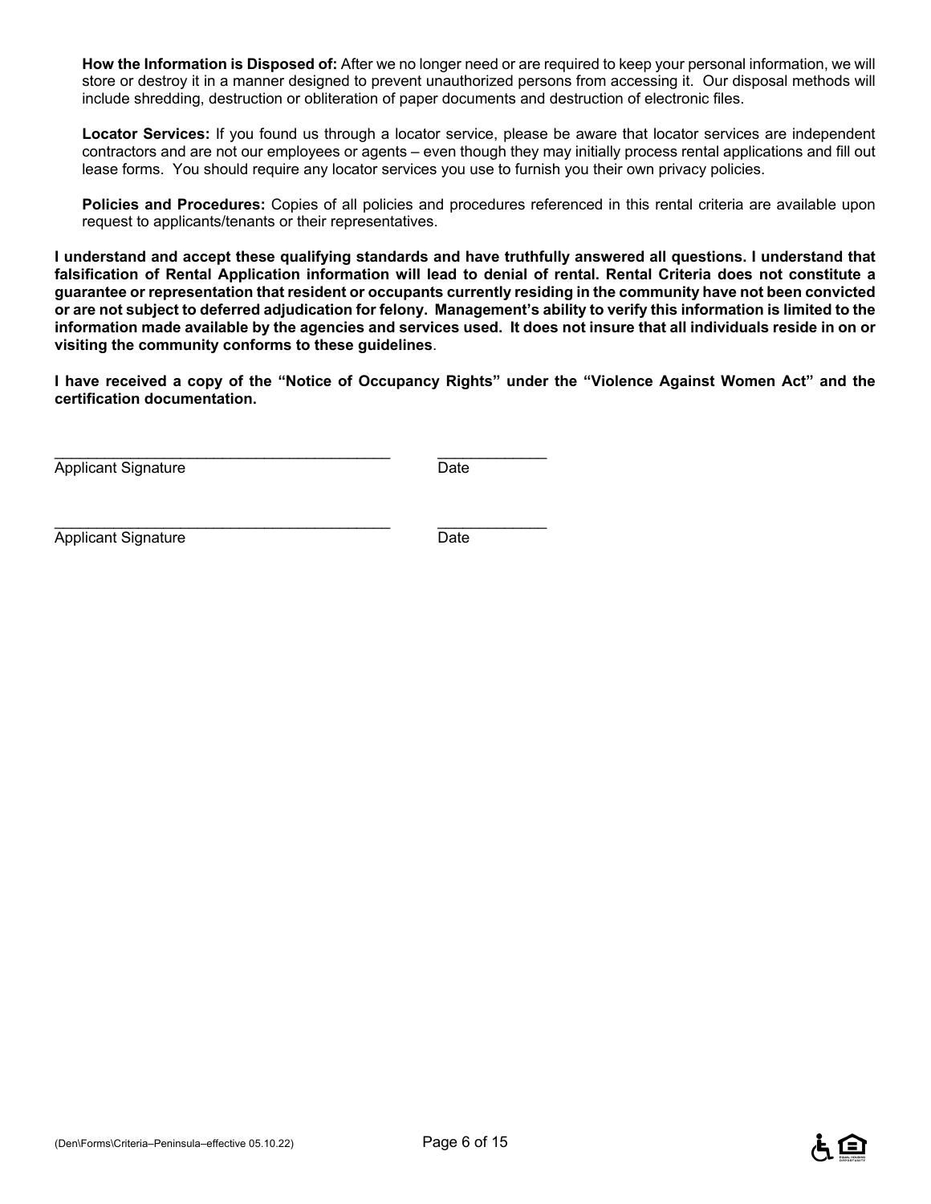**How the Information is Disposed of:** After we no longer need or are required to keep your personal information, we will store or destroy it in a manner designed to prevent unauthorized persons from accessing it. Our disposal methods will include shredding, destruction or obliteration of paper documents and destruction of electronic files.

**Locator Services:** If you found us through a locator service, please be aware that locator services are independent contractors and are not our employees or agents – even though they may initially process rental applications and fill out lease forms. You should require any locator services you use to furnish you their own privacy policies.

**Policies and Procedures:** Copies of all policies and procedures referenced in this rental criteria are available upon request to applicants/tenants or their representatives.

**I understand and accept these qualifying standards and have truthfully answered all questions. I understand that falsification of Rental Application information will lead to denial of rental. Rental Criteria does not constitute a guarantee or representation that resident or occupants currently residing in the community have not been convicted or are not subject to deferred adjudication for felony. Management's ability to verify this information is limited to the information made available by the agencies and services used. It does not insure that all individuals reside in on or visiting the community conforms to these guidelines**.

**I have received a copy of the "Notice of Occupancy Rights" under the "Violence Against Women Act" and the certification documentation.**

\_\_\_\_\_\_\_\_\_\_\_\_\_\_\_\_\_\_\_\_\_\_\_\_\_\_\_\_\_\_\_\_\_\_\_\_\_\_\_\_ \_\_\_\_\_\_\_\_\_\_\_\_\_

Applicant Signature Date

\_\_\_\_\_\_\_\_\_\_\_\_\_\_\_\_\_\_\_\_\_\_\_\_\_\_\_\_\_\_\_\_\_\_\_\_\_\_\_\_ \_\_\_\_\_\_\_\_\_\_\_\_\_

Applicant Signature Date

(Den\Forms\Criteria–Peninsula–effective 05.10.22)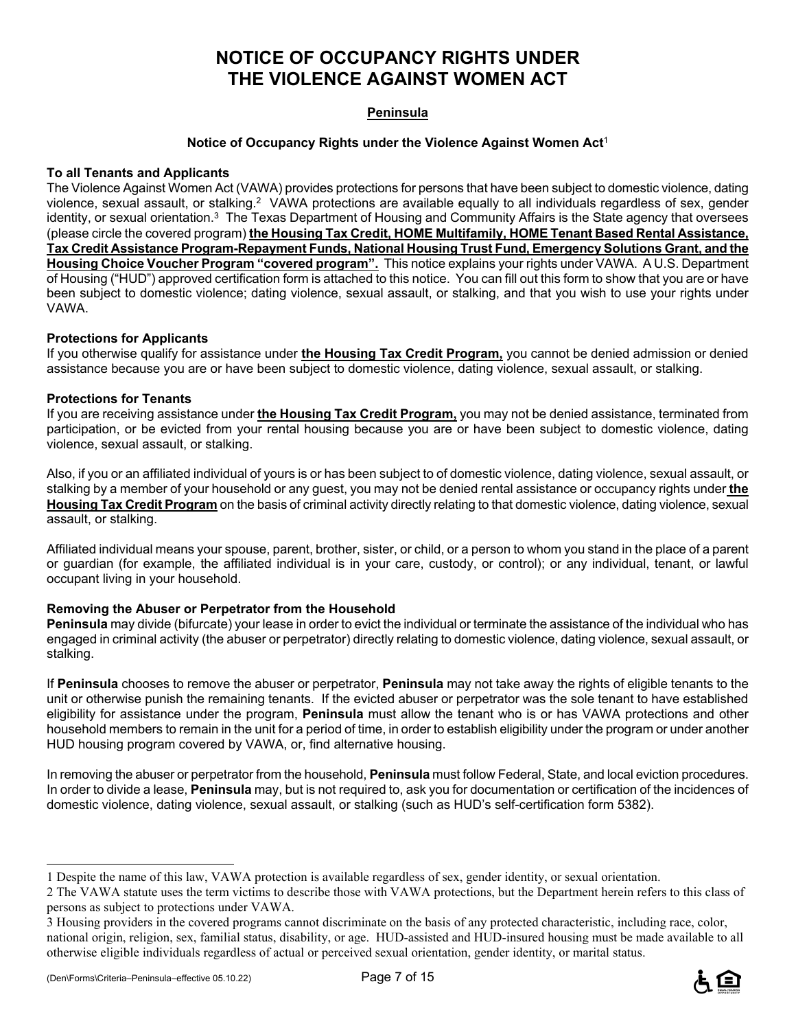# NOTICE OF OCCUPANCY RIGHTS UNDER THE VIOLENCE AGAINST WOMEN ACT

**Peninsula**

**Notice of Occupancy Rights under the Violence Against Women Act**[1]

**To all Tenants and Applicants**

The Violence Against Women Act (VAWA) provides protections for persons that have been subject to domestic violence, dating violence, sexual assault, or stalking.[2] VAWA protections are available equally to all individuals regardless of sex, gender identity, or sexual orientation.[3] The Texas Department of Housing and Community Affairs is the State agency that oversees (please circle the covered program) **the Housing Tax Credit, HOME Multifamily, HOME Tenant Based Rental Assistance, Tax Credit Assistance Program-Repayment Funds, National Housing Trust Fund, Emergency Solutions Grant, and the Housing Choice Voucher Program "covered program".** This notice explains your rights under VAWA. A U.S. Department of Housing ("HUD") approved certification form is attached to this notice. You can fill out this form to show that you are or have been subject to domestic violence; dating violence, sexual assault, or stalking, and that you wish to use your rights under VAWA.

**Protections for Applicants**

If you otherwise qualify for assistance under **the Housing Tax Credit Program,** you cannot be denied admission or denied assistance because you are or have been subject to domestic violence, dating violence, sexual assault, or stalking.

**Protections for Tenants**

If you are receiving assistance under **the Housing Tax Credit Program,** you may not be denied assistance, terminated from participation, or be evicted from your rental housing because you are or have been subject to domestic violence, dating violence, sexual assault, or stalking.

Also, if you or an affiliated individual of yours is or has been subject to of domestic violence, dating violence, sexual assault, or stalking by a member of your household or any guest, you may not be denied rental assistance or occupancy rights under **the Housing Tax Credit Program** on the basis of criminal activity directly relating to that domestic violence, dating violence, sexual assault, or stalking.

Affiliated individual means your spouse, parent, brother, sister, or child, or a person to whom you stand in the place of a parent or guardian (for example, the affiliated individual is in your care, custody, or control); or any individual, tenant, or lawful occupant living in your household.

**Removing the Abuser or Perpetrator from the Household**

**Peninsula** may divide (bifurcate) your lease in order to evict the individual or terminate the assistance of the individual who has engaged in criminal activity (the abuser or perpetrator) directly relating to domestic violence, dating violence, sexual assault, or stalking.

If **Peninsula** chooses to remove the abuser or perpetrator, **Peninsula** may not take away the rights of eligible tenants to the unit or otherwise punish the remaining tenants. If the evicted abuser or perpetrator was the sole tenant to have established eligibility for assistance under the program, **Peninsula** must allow the tenant who is or has VAWA protections and other household members to remain in the unit for a period of time, in order to establish eligibility under the program or under another HUD housing program covered by VAWA, or, find alternative housing.

In removing the abuser or perpetrator from the household, **Peninsula** must follow Federal, State, and local eviction procedures. In order to divide a lease, **Peninsula** may, but is not required to, ask you for documentation or certification of the incidences of domestic violence, dating violence, sexual assault, or stalking (such as HUD's self-certification form 5382).

---

1 Despite the name of this law, VAWA protection is available regardless of sex, gender identity, or sexual orientation.

2 The VAWA statute uses the term victims to describe those with VAWA protections, but the Department herein refers to this class of persons as subject to protections under VAWA.

3 Housing providers in the covered programs cannot discriminate on the basis of any protected characteristic, including race, color, national origin, religion, sex, familial status, disability, or age. HUD-assisted and HUD-insured housing must be made available to all otherwise eligible individuals regardless of actual or perceived sexual orientation, gender identity, or marital status.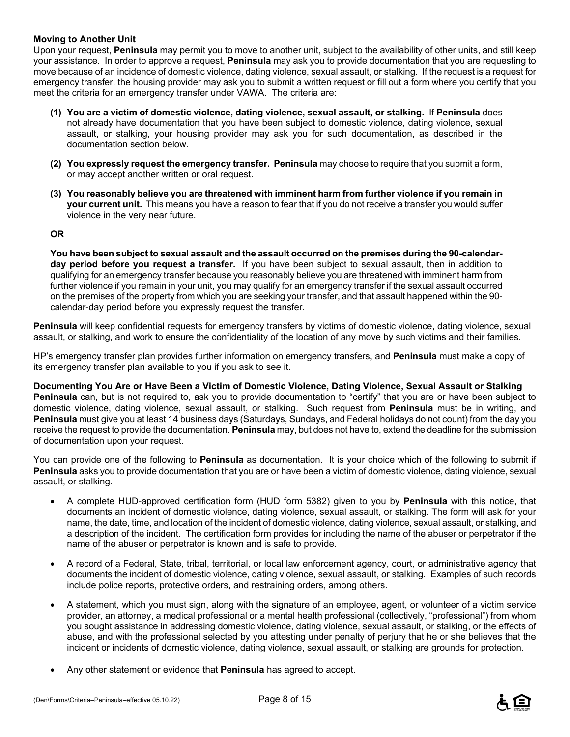**Moving to Another Unit**
Upon your request, **Peninsula** may permit you to move to another unit, subject to the availability of other units, and still keep your assistance. In order to approve a request, **Peninsula** may ask you to provide documentation that you are requesting to move because of an incidence of domestic violence, dating violence, sexual assault, or stalking. If the request is a request for emergency transfer, the housing provider may ask you to submit a written request or fill out a form where you certify that you meet the criteria for an emergency transfer under VAWA. The criteria are:

**(1) You are a victim of domestic violence, dating violence, sexual assault, or stalking.** If **Peninsula** does not already have documentation that you have been subject to domestic violence, dating violence, sexual assault, or stalking, your housing provider may ask you for such documentation, as described in the documentation section below.

**(2) You expressly request the emergency transfer.** **Peninsula** may choose to require that you submit a form, or may accept another written or oral request.

**(3) You reasonably believe you are threatened with imminent harm from further violence if you remain in your current unit.** This means you have a reason to fear that if you do not receive a transfer you would suffer violence in the very near future.

**OR**

**You have been subject to sexual assault and the assault occurred on the premises during the 90-calendar-day period before you request a transfer.** If you have been subject to sexual assault, then in addition to qualifying for an emergency transfer because you reasonably believe you are threatened with imminent harm from further violence if you remain in your unit, you may qualify for an emergency transfer if the sexual assault occurred on the premises of the property from which you are seeking your transfer, and that assault happened within the 90-calendar-day period before you expressly request the transfer.

**Peninsula** will keep confidential requests for emergency transfers by victims of domestic violence, dating violence, sexual assault, or stalking, and work to ensure the confidentiality of the location of any move by such victims and their families.

HP's emergency transfer plan provides further information on emergency transfers, and **Peninsula** must make a copy of its emergency transfer plan available to you if you ask to see it.

**Documenting You Are or Have Been a Victim of Domestic Violence, Dating Violence, Sexual Assault or Stalking**
**Peninsula** can, but is not required to, ask you to provide documentation to "certify" that you are or have been subject to domestic violence, dating violence, sexual assault, or stalking. Such request from **Peninsula** must be in writing, and **Peninsula** must give you at least 14 business days (Saturdays, Sundays, and Federal holidays do not count) from the day you receive the request to provide the documentation. **Peninsula** may, but does not have to, extend the deadline for the submission of documentation upon your request.

You can provide one of the following to **Peninsula** as documentation. It is your choice which of the following to submit if **Peninsula** asks you to provide documentation that you are or have been a victim of domestic violence, dating violence, sexual assault, or stalking.

- A complete HUD-approved certification form (HUD form 5382) given to you by **Peninsula** with this notice, that documents an incident of domestic violence, dating violence, sexual assault, or stalking. The form will ask for your name, the date, time, and location of the incident of domestic violence, dating violence, sexual assault, or stalking, and a description of the incident. The certification form provides for including the name of the abuser or perpetrator if the name of the abuser or perpetrator is known and is safe to provide.

- A record of a Federal, State, tribal, territorial, or local law enforcement agency, court, or administrative agency that documents the incident of domestic violence, dating violence, sexual assault, or stalking. Examples of such records include police reports, protective orders, and restraining orders, among others.

- A statement, which you must sign, along with the signature of an employee, agent, or volunteer of a victim service provider, an attorney, a medical professional or a mental health professional (collectively, "professional") from whom you sought assistance in addressing domestic violence, dating violence, sexual assault, or stalking, or the effects of abuse, and with the professional selected by you attesting under penalty of perjury that he or she believes that the incident or incidents of domestic violence, dating violence, sexual assault, or stalking are grounds for protection.

- Any other statement or evidence that **Peninsula** has agreed to accept.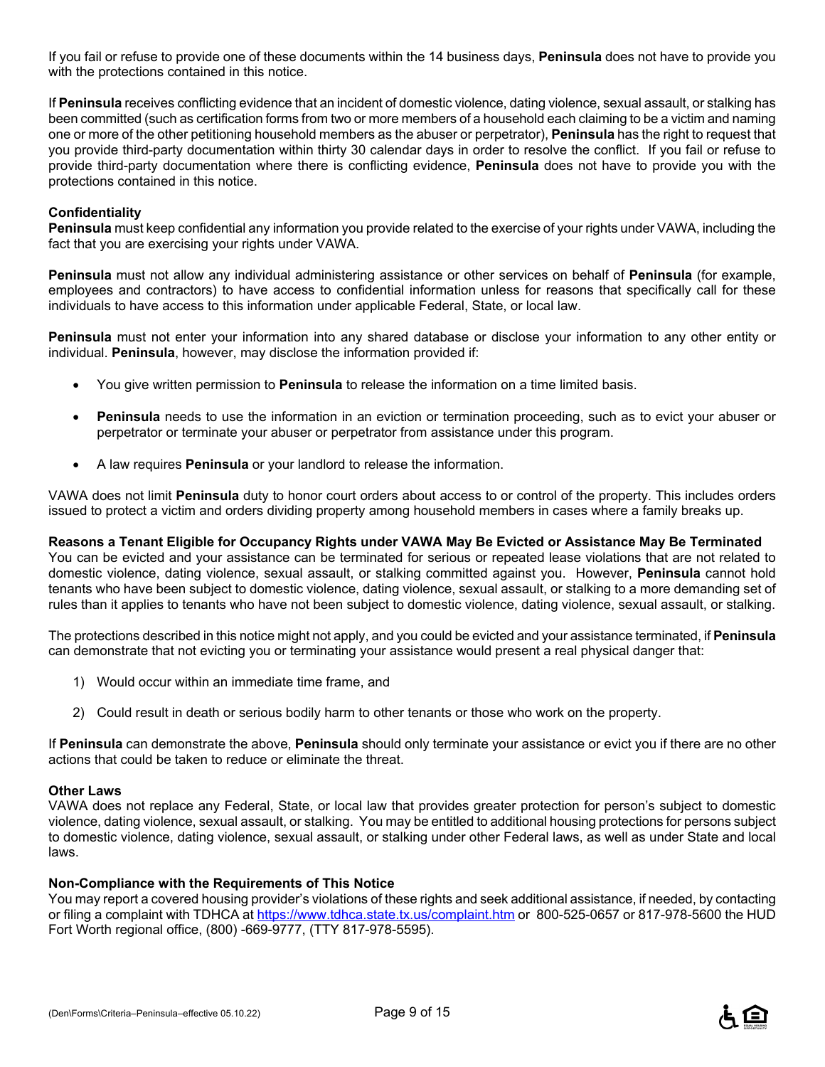If you fail or refuse to provide one of these documents within the 14 business days, **Peninsula** does not have to provide you with the protections contained in this notice.

If **Peninsula** receives conflicting evidence that an incident of domestic violence, dating violence, sexual assault, or stalking has been committed (such as certification forms from two or more members of a household each claiming to be a victim and naming one or more of the other petitioning household members as the abuser or perpetrator), **Peninsula** has the right to request that you provide third-party documentation within thirty 30 calendar days in order to resolve the conflict. If you fail or refuse to provide third-party documentation where there is conflicting evidence, **Peninsula** does not have to provide you with the protections contained in this notice.

**Confidentiality**

**Peninsula** must keep confidential any information you provide related to the exercise of your rights under VAWA, including the fact that you are exercising your rights under VAWA.

**Peninsula** must not allow any individual administering assistance or other services on behalf of **Peninsula** (for example, employees and contractors) to have access to confidential information unless for reasons that specifically call for these individuals to have access to this information under applicable Federal, State, or local law.

**Peninsula** must not enter your information into any shared database or disclose your information to any other entity or individual. **Peninsula**, however, may disclose the information provided if:

- You give written permission to **Peninsula** to release the information on a time limited basis.
- **Peninsula** needs to use the information in an eviction or termination proceeding, such as to evict your abuser or perpetrator or terminate your abuser or perpetrator from assistance under this program.
- A law requires **Peninsula** or your landlord to release the information.

VAWA does not limit **Peninsula** duty to honor court orders about access to or control of the property. This includes orders issued to protect a victim and orders dividing property among household members in cases where a family breaks up.

**Reasons a Tenant Eligible for Occupancy Rights under VAWA May Be Evicted or Assistance May Be Terminated**

You can be evicted and your assistance can be terminated for serious or repeated lease violations that are not related to domestic violence, dating violence, sexual assault, or stalking committed against you. However, **Peninsula** cannot hold tenants who have been subject to domestic violence, dating violence, sexual assault, or stalking to a more demanding set of rules than it applies to tenants who have not been subject to domestic violence, dating violence, sexual assault, or stalking.

The protections described in this notice might not apply, and you could be evicted and your assistance terminated, if **Peninsula** can demonstrate that not evicting you or terminating your assistance would present a real physical danger that:

1) Would occur within an immediate time frame, and
2) Could result in death or serious bodily harm to other tenants or those who work on the property.

If **Peninsula** can demonstrate the above, **Peninsula** should only terminate your assistance or evict you if there are no other actions that could be taken to reduce or eliminate the threat.

**Other Laws**

VAWA does not replace any Federal, State, or local law that provides greater protection for person's subject to domestic violence, dating violence, sexual assault, or stalking. You may be entitled to additional housing protections for persons subject to domestic violence, dating violence, sexual assault, or stalking under other Federal laws, as well as under State and local laws.

**Non-Compliance with the Requirements of This Notice**

You may report a covered housing provider's violations of these rights and seek additional assistance, if needed, by contacting or filing a complaint with TDHCA at https://www.tdhca.state.tx.us/complaint.htm or 800-525-0657 or 817-978-5600 the HUD Fort Worth regional office, (800) -669-9777, (TTY 817-978-5595).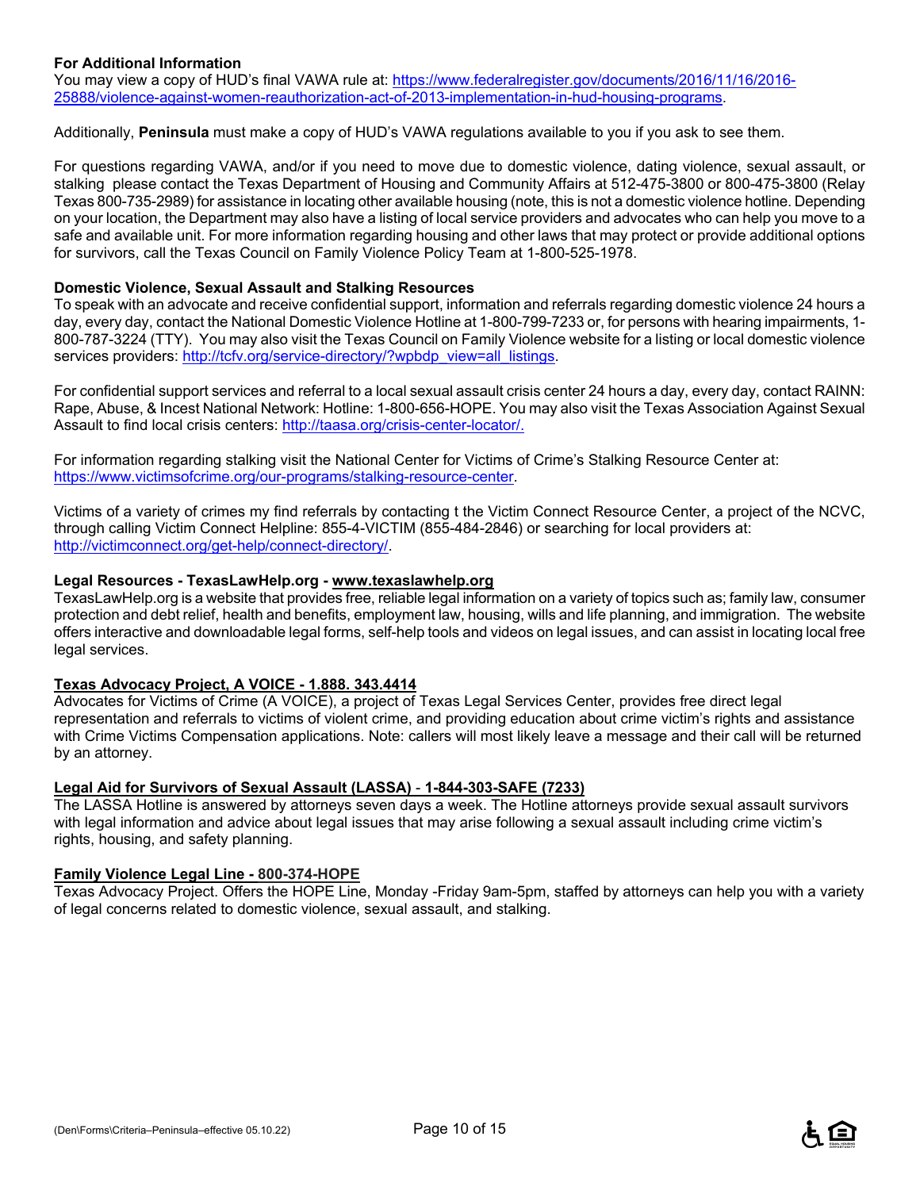**For Additional Information**

You may view a copy of HUD's final VAWA rule at: [https://www.federalregister.gov/documents/2016/11/16/2016-25888/violence-against-women-reauthorization-act-of-2013-implementation-in-hud-housing-programs](https://www.federalregister.gov/documents/2016/11/16/2016-25888/violence-against-women-reauthorization-act-of-2013-implementation-in-hud-housing-programs).

Additionally, **Peninsula** must make a copy of HUD's VAWA regulations available to you if you ask to see them.

For questions regarding VAWA, and/or if you need to move due to domestic violence, dating violence, sexual assault, or stalking please contact the Texas Department of Housing and Community Affairs at 512-475-3800 or 800-475-3800 (Relay Texas 800-735-2989) for assistance in locating other available housing (note, this is not a domestic violence hotline. Depending on your location, the Department may also have a listing of local service providers and advocates who can help you move to a safe and available unit. For more information regarding housing and other laws that may protect or provide additional options for survivors, call the Texas Council on Family Violence Policy Team at 1-800-525-1978.

**Domestic Violence, Sexual Assault and Stalking Resources**

To speak with an advocate and receive confidential support, information and referrals regarding domestic violence 24 hours a day, every day, contact the National Domestic Violence Hotline at 1-800-799-7233 or, for persons with hearing impairments, 1-800-787-3224 (TTY). You may also visit the Texas Council on Family Violence website for a listing or local domestic violence services providers: [http://tcfv.org/service-directory/?wpbdp_view=all_listings](http://tcfv.org/service-directory/?wpbdp_view=all_listings).

For confidential support services and referral to a local sexual assault crisis center 24 hours a day, every day, contact RAINN: Rape, Abuse, & Incest National Network: Hotline: 1-800-656-HOPE. You may also visit the Texas Association Against Sexual Assault to find local crisis centers: [http://taasa.org/crisis-center-locator/.](http://taasa.org/crisis-center-locator/)

For information regarding stalking visit the National Center for Victims of Crime's Stalking Resource Center at: [https://www.victimsofcrime.org/our-programs/stalking-resource-center](https://www.victimsofcrime.org/our-programs/stalking-resource-center).

Victims of a variety of crimes my find referrals by contacting t the Victim Connect Resource Center, a project of the NCVC, through calling Victim Connect Helpline: 855-4-VICTIM (855-484-2846) or searching for local providers at: [http://victimconnect.org/get-help/connect-directory/](http://victimconnect.org/get-help/connect-directory/).

**Legal Resources - TexasLawHelp.org - [www.texaslawhelp.org](http://www.texaslawhelp.org)**

TexasLawHelp.org is a website that provides free, reliable legal information on a variety of topics such as; family law, consumer protection and debt relief, health and benefits, employment law, housing, wills and life planning, and immigration. The website offers interactive and downloadable legal forms, self-help tools and videos on legal issues, and can assist in locating local free legal services.

**Texas Advocacy Project, A VOICE - 1.888. 343.4414**

Advocates for Victims of Crime (A VOICE), a project of Texas Legal Services Center, provides free direct legal representation and referrals to victims of violent crime, and providing education about crime victim's rights and assistance with Crime Victims Compensation applications. Note: callers will most likely leave a message and their call will be returned by an attorney.

**Legal Aid for Survivors of Sexual Assault (LASSA) - 1-844-303-SAFE (7233)**

The LASSA Hotline is answered by attorneys seven days a week. The Hotline attorneys provide sexual assault survivors with legal information and advice about legal issues that may arise following a sexual assault including crime victim's rights, housing, and safety planning.

**Family Violence Legal Line - 800-374-HOPE**

Texas Advocacy Project. Offers the HOPE Line, Monday -Friday 9am-5pm, staffed by attorneys can help you with a variety of legal concerns related to domestic violence, sexual assault, and stalking.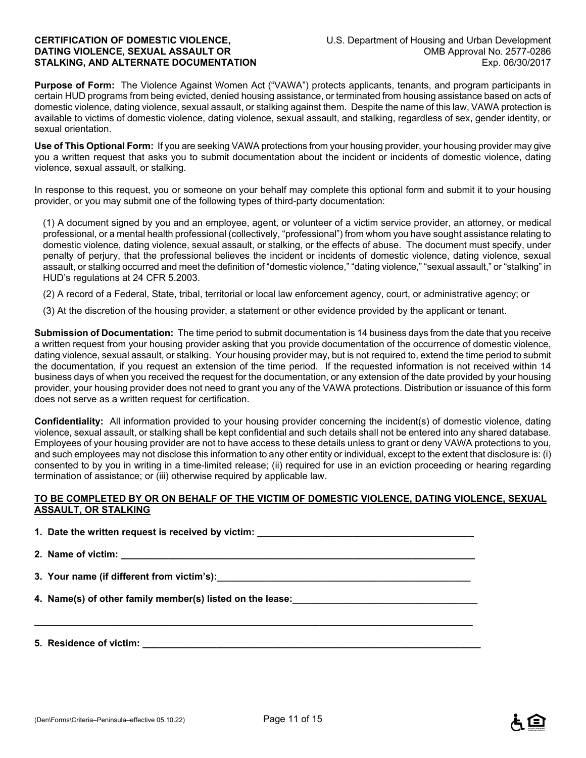**CERTIFICATION OF DOMESTIC VIOLENCE, DATING VIOLENCE, SEXUAL ASSAULT OR STALKING, AND ALTERNATE DOCUMENTATION**

U.S. Department of Housing and Urban Development
OMB Approval No. 2577-0286
Exp. 06/30/2017

**Purpose of Form:** The Violence Against Women Act ("VAWA") protects applicants, tenants, and program participants in certain HUD programs from being evicted, denied housing assistance, or terminated from housing assistance based on acts of domestic violence, dating violence, sexual assault, or stalking against them. Despite the name of this law, VAWA protection is available to victims of domestic violence, dating violence, sexual assault, and stalking, regardless of sex, gender identity, or sexual orientation.

**Use of This Optional Form:** If you are seeking VAWA protections from your housing provider, your housing provider may give you a written request that asks you to submit documentation about the incident or incidents of domestic violence, dating violence, sexual assault, or stalking.

In response to this request, you or someone on your behalf may complete this optional form and submit it to your housing provider, or you may submit one of the following types of third-party documentation:

(1) A document signed by you and an employee, agent, or volunteer of a victim service provider, an attorney, or medical professional, or a mental health professional (collectively, "professional") from whom you have sought assistance relating to domestic violence, dating violence, sexual assault, or stalking, or the effects of abuse. The document must specify, under penalty of perjury, that the professional believes the incident or incidents of domestic violence, dating violence, sexual assault, or stalking occurred and meet the definition of "domestic violence," "dating violence," "sexual assault," or "stalking" in HUD's regulations at 24 CFR 5.2003.

(2) A record of a Federal, State, tribal, territorial or local law enforcement agency, court, or administrative agency; or

(3) At the discretion of the housing provider, a statement or other evidence provided by the applicant or tenant.

**Submission of Documentation:** The time period to submit documentation is 14 business days from the date that you receive a written request from your housing provider asking that you provide documentation of the occurrence of domestic violence, dating violence, sexual assault, or stalking. Your housing provider may, but is not required to, extend the time period to submit the documentation, if you request an extension of the time period. If the requested information is not received within 14 business days of when you received the request for the documentation, or any extension of the date provided by your housing provider, your housing provider does not need to grant you any of the VAWA protections. Distribution or issuance of this form does not serve as a written request for certification.

**Confidentiality:** All information provided to your housing provider concerning the incident(s) of domestic violence, dating violence, sexual assault, or stalking shall be kept confidential and such details shall not be entered into any shared database. Employees of your housing provider are not to have access to these details unless to grant or deny VAWA protections to you, and such employees may not disclose this information to any other entity or individual, except to the extent that disclosure is: (i) consented to by you in writing in a time-limited release; (ii) required for use in an eviction proceeding or hearing regarding termination of assistance; or (iii) otherwise required by applicable law.

**TO BE COMPLETED BY OR ON BEHALF OF THE VICTIM OF DOMESTIC VIOLENCE, DATING VIOLENCE, SEXUAL ASSAULT, OR STALKING**

**1. Date the written request is received by victim:** ________________________________________

**2. Name of victim:** ________________________________________

**3. Your name (if different from victim's):** ________________________________________

**4. Name(s) of other family member(s) listed on the lease:** ________________________________________

________________________________________

**5. Residence of victim:** ________________________________________

(Den\Forms\Criteria–Peninsula–effective 05.10.22)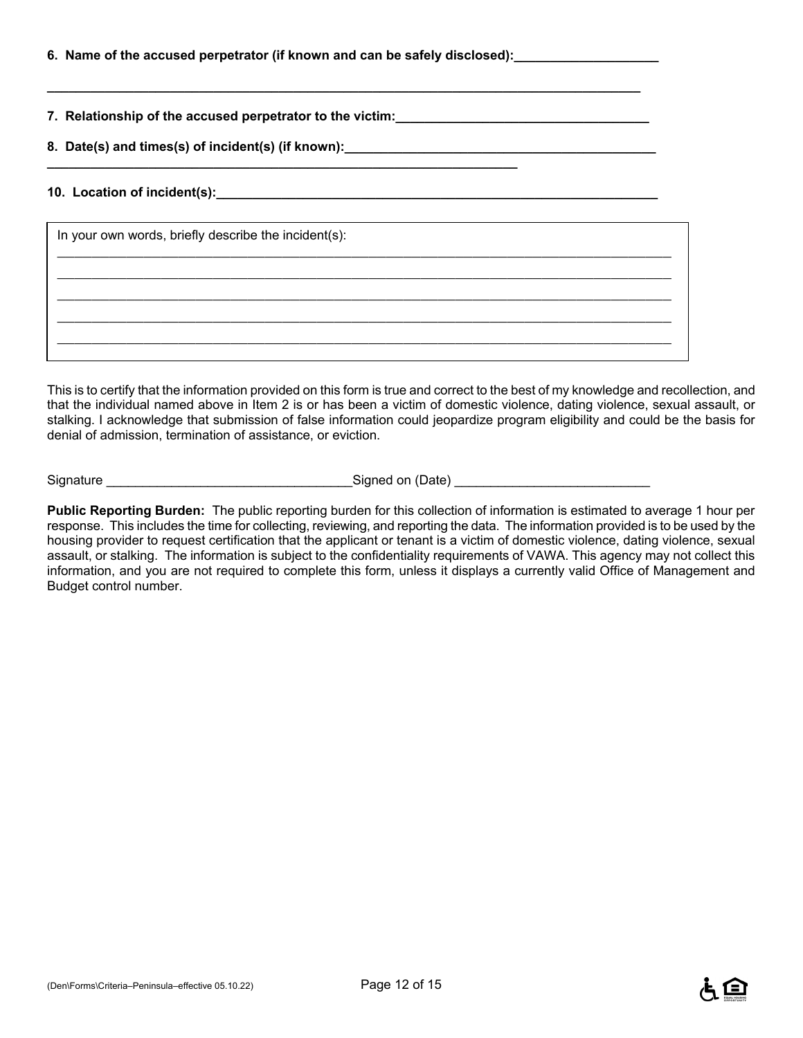**6. Name of the accused perpetrator (if known and can be safely disclosed):____________________**

**________________________________________________________________________________**

**7. Relationship of the accused perpetrator to the victim:___________________________________**

**8. Date(s) and times(s) of incident(s) (if known):___________________________________________**

**_______________________________________________________________**

**10. Location of incident(s):_____________________________________________________________**

In your own words, briefly describe the incident(s):

___________________________________________________________________________________

___________________________________________________________________________________

___________________________________________________________________________________

___________________________________________________________________________________

___________________________________________________________________________________

This is to certify that the information provided on this form is true and correct to the best of my knowledge and recollection, and that the individual named above in Item 2 is or has been a victim of domestic violence, dating violence, sexual assault, or stalking. I acknowledge that submission of false information could jeopardize program eligibility and could be the basis for denial of admission, termination of assistance, or eviction.

Signature _________________________________Signed on (Date) ___________________________

**Public Reporting Burden:** The public reporting burden for this collection of information is estimated to average 1 hour per response. This includes the time for collecting, reviewing, and reporting the data. The information provided is to be used by the housing provider to request certification that the applicant or tenant is a victim of domestic violence, dating violence, sexual assault, or stalking. The information is subject to the confidentiality requirements of VAWA. This agency may not collect this information, and you are not required to complete this form, unless it displays a currently valid Office of Management and Budget control number.

(Den\Forms\Criteria–Peninsula–effective 05.10.22)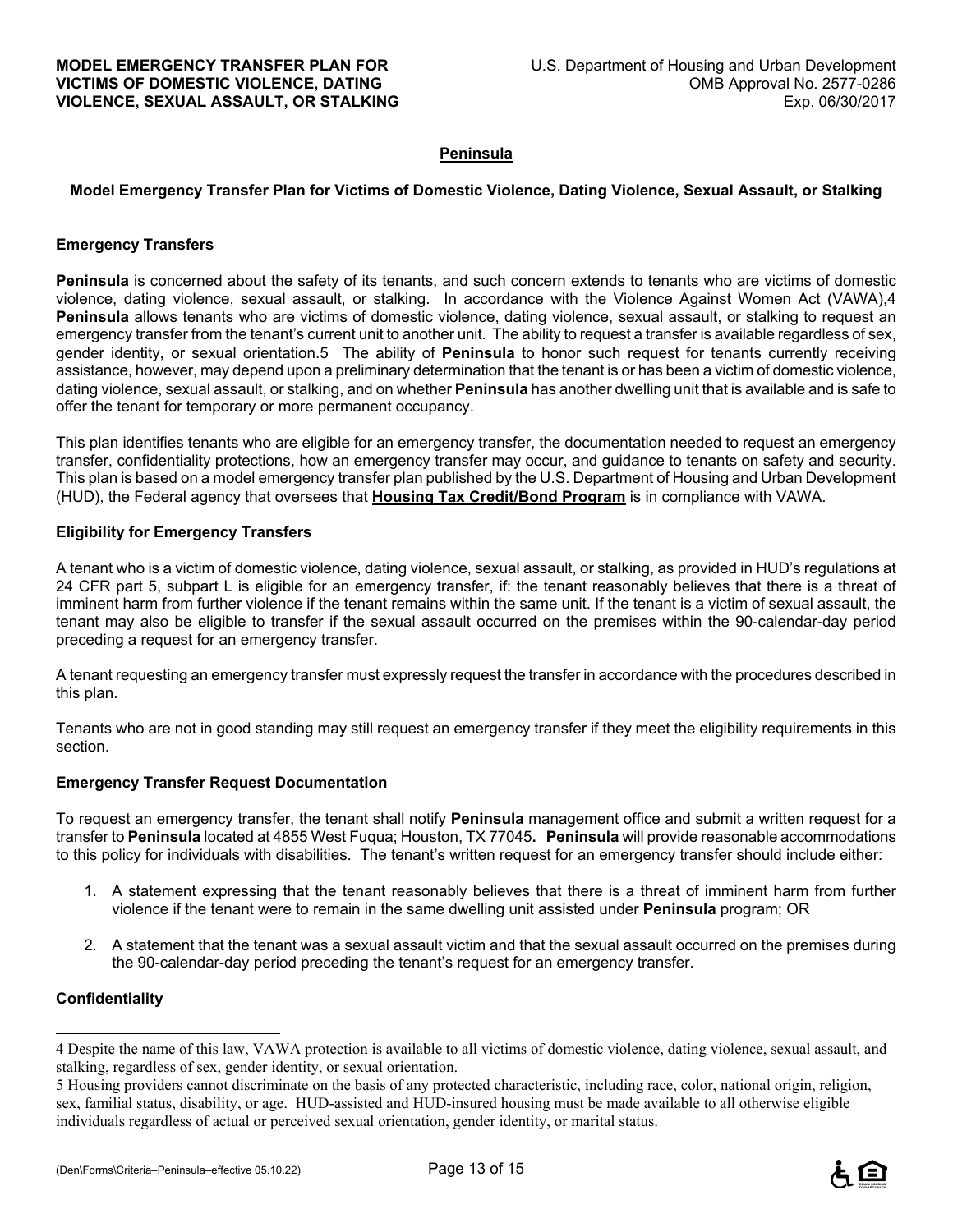## Peninsula

### Model Emergency Transfer Plan for Victims of Domestic Violence, Dating Violence, Sexual Assault, or Stalking

**Emergency Transfers**

**Peninsula** is concerned about the safety of its tenants, and such concern extends to tenants who are victims of domestic violence, dating violence, sexual assault, or stalking. In accordance with the Violence Against Women Act (VAWA),[4] **Peninsula** allows tenants who are victims of domestic violence, dating violence, sexual assault, or stalking to request an emergency transfer from the tenant's current unit to another unit. The ability to request a transfer is available regardless of sex, gender identity, or sexual orientation.[5] The ability of **Peninsula** to honor such request for tenants currently receiving assistance, however, may depend upon a preliminary determination that the tenant is or has been a victim of domestic violence, dating violence, sexual assault, or stalking, and on whether **Peninsula** has another dwelling unit that is available and is safe to offer the tenant for temporary or more permanent occupancy.

This plan identifies tenants who are eligible for an emergency transfer, the documentation needed to request an emergency transfer, confidentiality protections, how an emergency transfer may occur, and guidance to tenants on safety and security. This plan is based on a model emergency transfer plan published by the U.S. Department of Housing and Urban Development (HUD), the Federal agency that oversees that **Housing Tax Credit/Bond Program** is in compliance with VAWA.

**Eligibility for Emergency Transfers**

A tenant who is a victim of domestic violence, dating violence, sexual assault, or stalking, as provided in HUD's regulations at 24 CFR part 5, subpart L is eligible for an emergency transfer, if: the tenant reasonably believes that there is a threat of imminent harm from further violence if the tenant remains within the same unit. If the tenant is a victim of sexual assault, the tenant may also be eligible to transfer if the sexual assault occurred on the premises within the 90-calendar-day period preceding a request for an emergency transfer.

A tenant requesting an emergency transfer must expressly request the transfer in accordance with the procedures described in this plan.

Tenants who are not in good standing may still request an emergency transfer if they meet the eligibility requirements in this section.

**Emergency Transfer Request Documentation**

To request an emergency transfer, the tenant shall notify **Peninsula** management office and submit a written request for a transfer to **Peninsula** located at 4855 West Fuqua; Houston, TX 77045**.** **Peninsula** will provide reasonable accommodations to this policy for individuals with disabilities. The tenant's written request for an emergency transfer should include either:

1. A statement expressing that the tenant reasonably believes that there is a threat of imminent harm from further violence if the tenant were to remain in the same dwelling unit assisted under **Peninsula** program; OR
2. A statement that the tenant was a sexual assault victim and that the sexual assault occurred on the premises during the 90-calendar-day period preceding the tenant's request for an emergency transfer.

**Confidentiality**

---

[4] Despite the name of this law, VAWA protection is available to all victims of domestic violence, dating violence, sexual assault, and stalking, regardless of sex, gender identity, or sexual orientation.

[5] Housing providers cannot discriminate on the basis of any protected characteristic, including race, color, national origin, religion, sex, familial status, disability, or age. HUD-assisted and HUD-insured housing must be made available to all otherwise eligible individuals regardless of actual or perceived sexual orientation, gender identity, or marital status.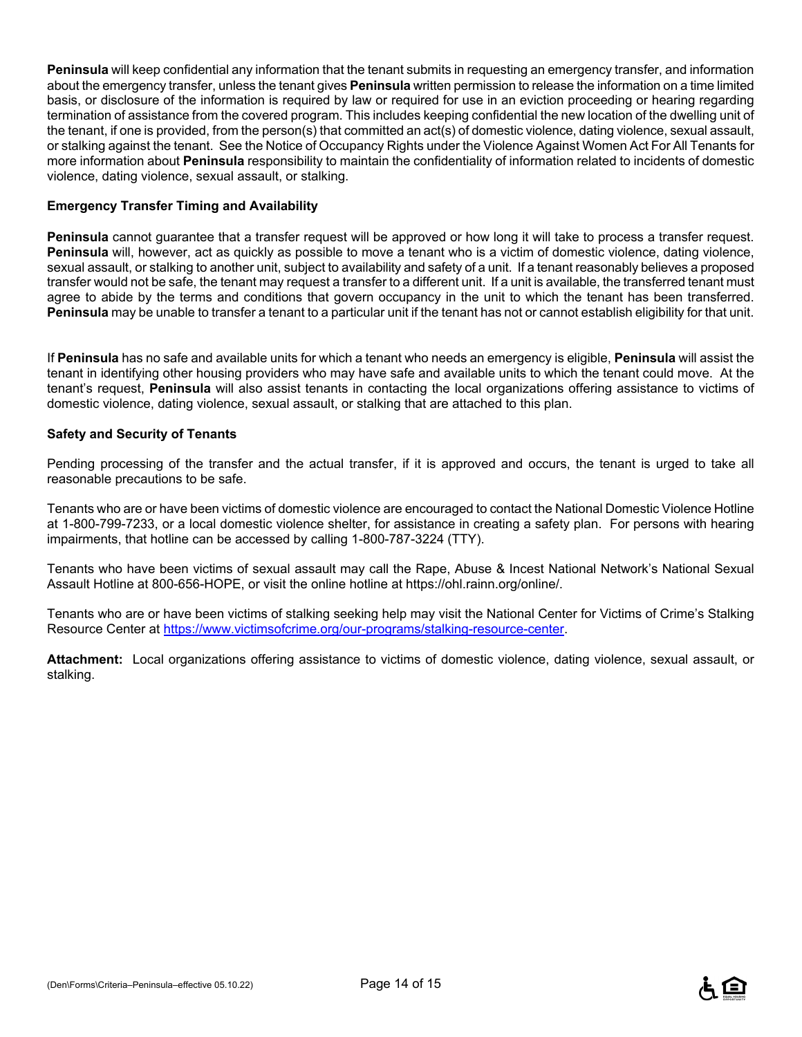**Peninsula** will keep confidential any information that the tenant submits in requesting an emergency transfer, and information about the emergency transfer, unless the tenant gives **Peninsula** written permission to release the information on a time limited basis, or disclosure of the information is required by law or required for use in an eviction proceeding or hearing regarding termination of assistance from the covered program. This includes keeping confidential the new location of the dwelling unit of the tenant, if one is provided, from the person(s) that committed an act(s) of domestic violence, dating violence, sexual assault, or stalking against the tenant. See the Notice of Occupancy Rights under the Violence Against Women Act For All Tenants for more information about **Peninsula** responsibility to maintain the confidentiality of information related to incidents of domestic violence, dating violence, sexual assault, or stalking.

**Emergency Transfer Timing and Availability**

**Peninsula** cannot guarantee that a transfer request will be approved or how long it will take to process a transfer request. **Peninsula** will, however, act as quickly as possible to move a tenant who is a victim of domestic violence, dating violence, sexual assault, or stalking to another unit, subject to availability and safety of a unit. If a tenant reasonably believes a proposed transfer would not be safe, the tenant may request a transfer to a different unit. If a unit is available, the transferred tenant must agree to abide by the terms and conditions that govern occupancy in the unit to which the tenant has been transferred. **Peninsula** may be unable to transfer a tenant to a particular unit if the tenant has not or cannot establish eligibility for that unit.

If **Peninsula** has no safe and available units for which a tenant who needs an emergency is eligible, **Peninsula** will assist the tenant in identifying other housing providers who may have safe and available units to which the tenant could move. At the tenant's request, **Peninsula** will also assist tenants in contacting the local organizations offering assistance to victims of domestic violence, dating violence, sexual assault, or stalking that are attached to this plan.

**Safety and Security of Tenants**

Pending processing of the transfer and the actual transfer, if it is approved and occurs, the tenant is urged to take all reasonable precautions to be safe.

Tenants who are or have been victims of domestic violence are encouraged to contact the National Domestic Violence Hotline at 1-800-799-7233, or a local domestic violence shelter, for assistance in creating a safety plan. For persons with hearing impairments, that hotline can be accessed by calling 1-800-787-3224 (TTY).

Tenants who have been victims of sexual assault may call the Rape, Abuse & Incest National Network's National Sexual Assault Hotline at 800-656-HOPE, or visit the online hotline at https://ohl.rainn.org/online/.

Tenants who are or have been victims of stalking seeking help may visit the National Center for Victims of Crime's Stalking Resource Center at https://www.victimsofcrime.org/our-programs/stalking-resource-center.

**Attachment:** Local organizations offering assistance to victims of domestic violence, dating violence, sexual assault, or stalking.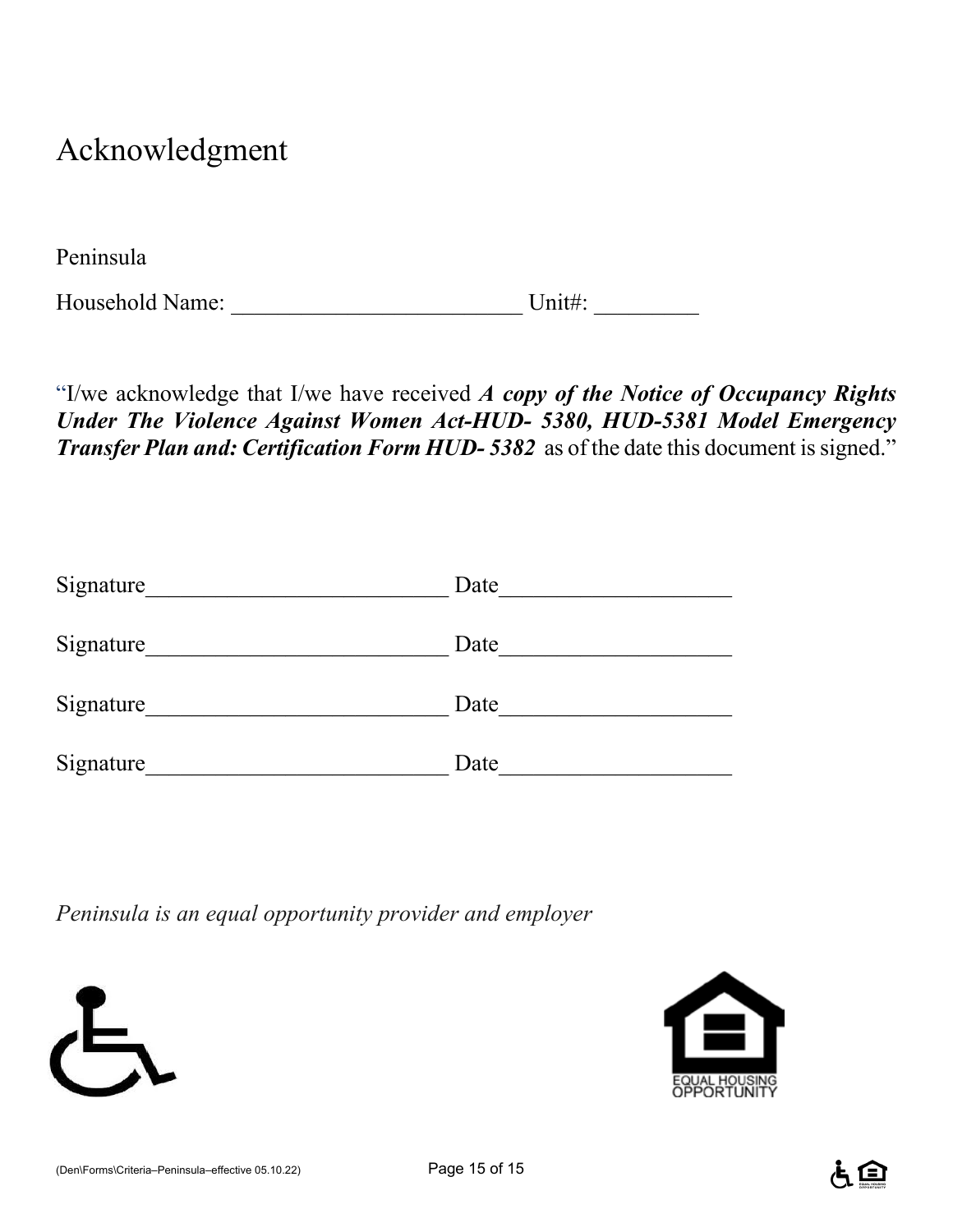# Acknowledgment

Peninsula

Household Name: _________________________ Unit#: _________

"I/we acknowledge that I/we have received ***A copy of the Notice of Occupancy Rights Under The Violence Against Women Act-HUD- 5380, HUD-5381 Model Emergency Transfer Plan and: Certification Form HUD- 5382*** as of the date this document is signed."

Signature__________________________ Date____________________

Signature__________________________ Date____________________

Signature__________________________ Date____________________

Signature__________________________ Date____________________

*Peninsula is an equal opportunity provider and employer*

EQUAL HOUSING OPPORTUNITY

(Den\Forms\Criteria–Peninsula–effective 05.10.22)